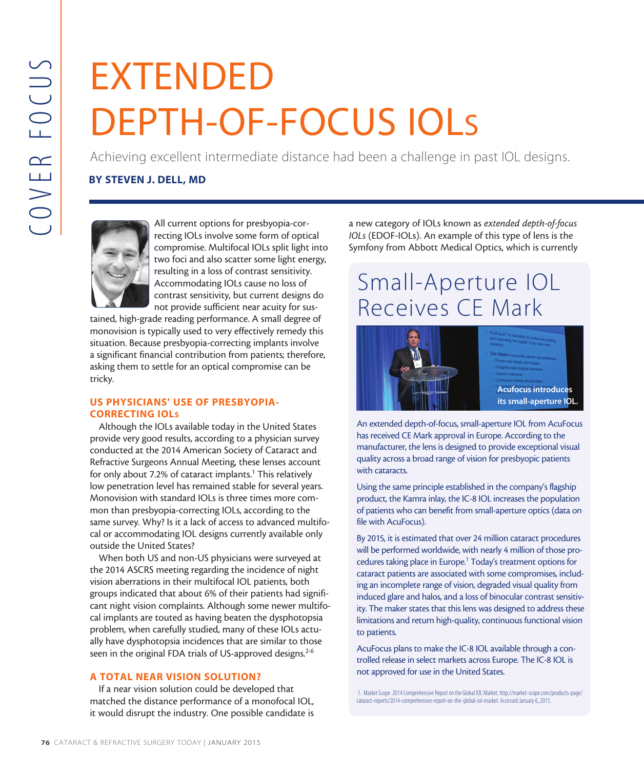# EXTENDED DEPTH-OF-FOCUS IOLs

Achieving excellent intermediate distance had been a challenge in past IOL designs.

**BY STEVEN J. DELL, MD**

All current options for presbyopia-correcting IOLs involve some form of optical compromise. Multifocal IOLs split light into two foci and also scatter some light energy, resulting in a loss of contrast sensitivity. Accommodating IOLs cause no loss of contrast sensitivity, but current designs do not provide sufficient near acuity for sustained, high-grade reading performance. A small degree of monovision is typically used to very effectively remedy this situation. Because presbyopia-correcting implants involve a significant financial contribution from patients; therefore, asking them to settle for an optical compromise can be tricky.

## US PHYSICIANS' USE OF PRESBYOPIA-CORRECTING IOLs

Although the IOLs available today in the United States provide very good results, according to a physician survey conducted at the 2014 American Society of Cataract and Refractive Surgeons Annual Meeting, these lenses account for only about 7.2% of cataract implants.[1] This relatively low penetration level has remained stable for several years. Monovision with standard IOLs is three times more common than presbyopia-correcting IOLs, according to the same survey. Why? Is it a lack of access to advanced multifocal or accommodating IOL designs currently available only outside the United States?

When both US and non-US physicians were surveyed at the 2014 ASCRS meeting regarding the incidence of night vision aberrations in their multifocal IOL patients, both groups indicated that about 6% of their patients had significant night vision complaints. Although some newer multifocal implants are touted as having beaten the dysphotopsia problem, when carefully studied, many of these IOLs actually have dysphotopsia incidences that are similar to those seen in the original FDA trials of US-approved designs.[2-6]

## A TOTAL NEAR VISION SOLUTION?

If a near vision solution could be developed that matched the distance performance of a monofocal IOL, it would disrupt the industry. One possible candidate is a new category of IOLs known as *extended depth-of-focus IOLs* (EDOF-IOLs). An example of this type of lens is the Symfony from Abbott Medical Optics, which is currently

---

## Small-Aperture IOL Receives CE Mark

Acufocus introduces its small-aperture IOL.

An extended depth-of-focus, small-aperture IOL from AcuFocus has received CE Mark approval in Europe. According to the manufacturer, the lens is designed to provide exceptional visual quality across a broad range of vision for presbyopic patients with cataracts.

Using the same principle established in the company's flagship product, the Kamra inlay, the IC-8 IOL increases the population of patients who can benefit from small-aperture optics (data on file with AcuFocus).

By 2015, it is estimated that over 24 million cataract procedures will be performed worldwide, with nearly 4 million of those procedures taking place in Europe.[1] Today's treatment options for cataract patients are associated with some compromises, including an incomplete range of vision, degraded visual quality from induced glare and halos, and a loss of binocular contrast sensitivity. The maker states that this lens was designed to address these limitations and return high-quality, continuous functional vision to patients.

AcuFocus plans to make the IC-8 IOL available through a controlled release in select markets across Europe. The IC-8 IOL is not approved for use in the United States.

1. Market Scope. 2014 Comprehensive Report on the Global IOL Market. http://market-scope.com/products-page/cataract-reports/2014-comprehensive-report-on-the-global-iol-market. Accessed January 6, 2015.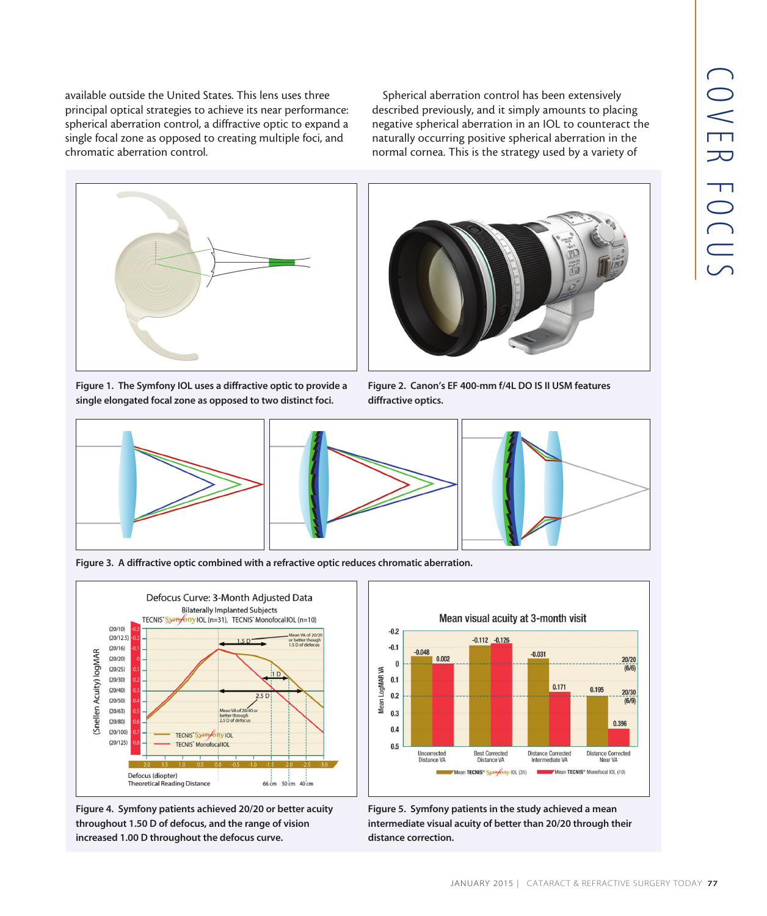available outside the United States. This lens uses three principal optical strategies to achieve its near performance: spherical aberration control, a diffractive optic to expand a single focal zone as opposed to creating multiple foci, and chromatic aberration control.

Spherical aberration control has been extensively described previously, and it simply amounts to placing negative spherical aberration in an IOL to counteract the naturally occurring positive spherical aberration in the normal cornea. This is the strategy used by a variety of

**Figure 1. The Symfony IOL uses a diffractive optic to provide a single elongated focal zone as opposed to two distinct foci.**

**Figure 2. Canon's EF 400-mm f/4L DO IS II USM features diffractive optics.**

**Figure 3. A diffractive optic combined with a refractive optic reduces chromatic aberration.**

**Figure 4. Symfony patients achieved 20/20 or better acuity throughout 1.50 D of defocus, and the range of vision increased 1.00 D throughout the defocus curve.**

**Figure 5. Symfony patients in the study achieved a mean intermediate visual acuity of better than 20/20 through their distance correction.**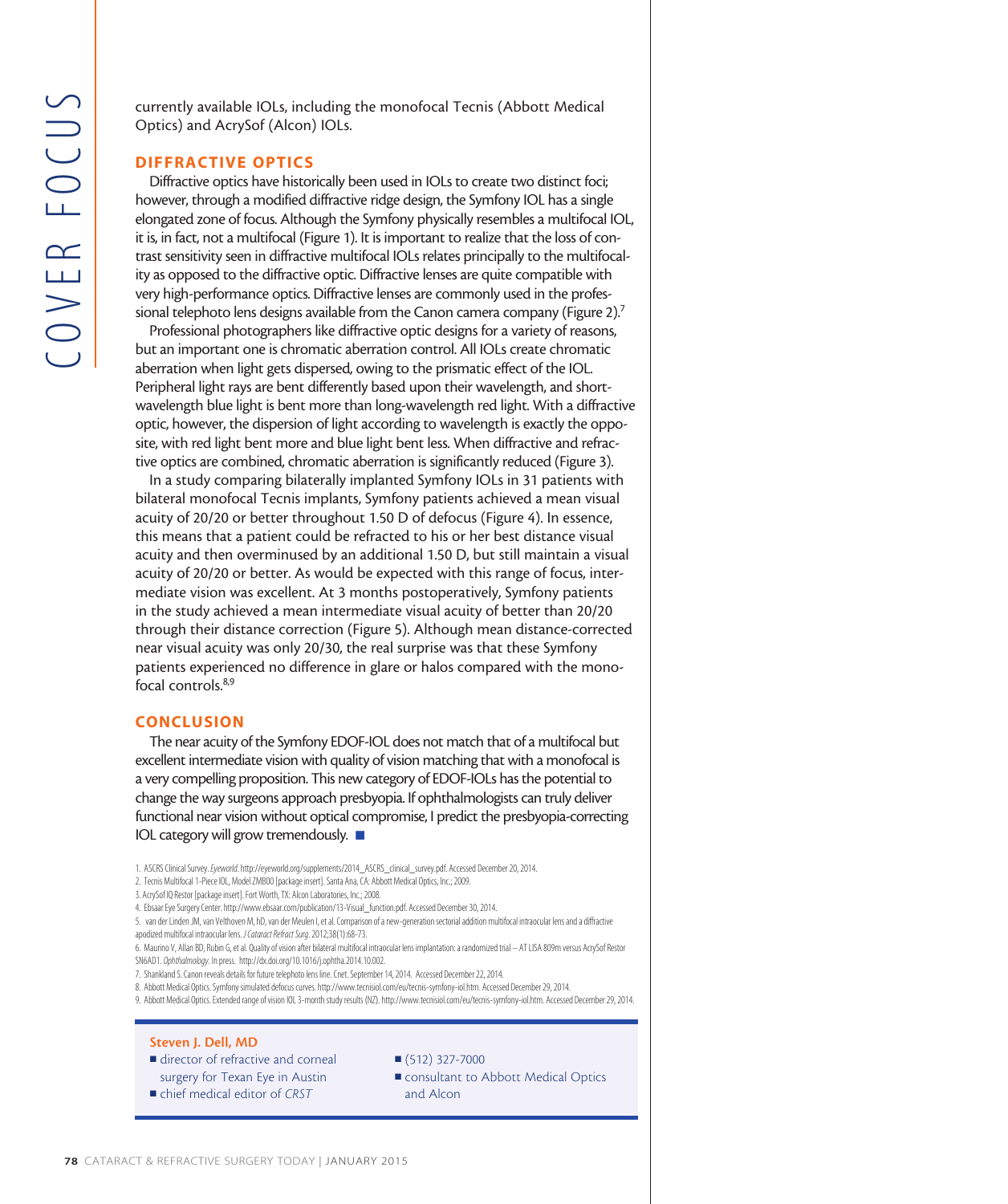currently available IOLs, including the monofocal Tecnis (Abbott Medical Optics) and AcrySof (Alcon) IOLs.

## DIFFRACTIVE OPTICS

Diffractive optics have historically been used in IOLs to create two distinct foci; however, through a modified diffractive ridge design, the Symfony IOL has a single elongated zone of focus. Although the Symfony physically resembles a multifocal IOL, it is, in fact, not a multifocal (Figure 1). It is important to realize that the loss of contrast sensitivity seen in diffractive multifocal IOLs relates principally to the multifocality as opposed to the diffractive optic. Diffractive lenses are quite compatible with very high-performance optics. Diffractive lenses are commonly used in the professional telephoto lens designs available from the Canon camera company (Figure 2).[7]

Professional photographers like diffractive optic designs for a variety of reasons, but an important one is chromatic aberration control. All IOLs create chromatic aberration when light gets dispersed, owing to the prismatic effect of the IOL. Peripheral light rays are bent differently based upon their wavelength, and short-wavelength blue light is bent more than long-wavelength red light. With a diffractive optic, however, the dispersion of light according to wavelength is exactly the opposite, with red light bent more and blue light bent less. When diffractive and refractive optics are combined, chromatic aberration is significantly reduced (Figure 3).

In a study comparing bilaterally implanted Symfony IOLs in 31 patients with bilateral monofocal Tecnis implants, Symfony patients achieved a mean visual acuity of 20/20 or better throughout 1.50 D of defocus (Figure 4). In essence, this means that a patient could be refracted to his or her best distance visual acuity and then overminused by an additional 1.50 D, but still maintain a visual acuity of 20/20 or better. As would be expected with this range of focus, intermediate vision was excellent. At 3 months postoperatively, Symfony patients in the study achieved a mean intermediate visual acuity of better than 20/20 through their distance correction (Figure 5). Although mean distance-corrected near visual acuity was only 20/30, the real surprise was that these Symfony patients experienced no difference in glare or halos compared with the monofocal controls.[8,9]

## CONCLUSION

The near acuity of the Symfony EDOF-IOL does not match that of a multifocal but excellent intermediate vision with quality of vision matching that with a monofocal is a very compelling proposition. This new category of EDOF-IOLs has the potential to change the way surgeons approach presbyopia. If ophthalmologists can truly deliver functional near vision without optical compromise, I predict the presbyopia-correcting IOL category will grow tremendously. ■

1. ASCRS Clinical Survey. *Eyeworld*. http://eyeworld.org/supplements/2014_ASCRS_clinical_survey.pdf. Accessed December 20, 2014.
2. Tecnis Multifocal 1-Piece IOL, Model ZMB00 [package insert]. Santa Ana, CA: Abbott Medical Optics, Inc.; 2009.
3. AcrySof IQ Restor [package insert]. Fort Worth, TX: Alcon Laboratories, Inc.; 2008.
4. Ebsaar Eye Surgery Center. http://www.ebsaar.com/publication/13-Visual_function.pdf. Accessed December 30, 2014.
5. van der Linden JM, van Velthoven M, hD, van der Meulen I, et al. Comparison of a new-generation sectorial addition multifocal intraocular lens and a diffractive apodized multifocal intraocular lens. *J Cataract Refract Surg*. 2012;38(1):68-73.
6. Maurino V, Allan BD, Rubin G, et al. Quality of vision after bilateral multifocal intraocular lens implantation: a randomized trial – AT LISA 809m versus AcrySof Restor SN6AD1. *Ophthalmology*. In press. http://dx.doi.org/10.1016/j.ophtha.2014.10.002.
7. Shankland S. Canon reveals details for future telephoto lens line. Cnet. September 14, 2014. Accessed December 22, 2014.
8. Abbott Medical Optics. Symfony simulated defocus curves. http://www.tecnisiol.com/eu/tecnis-symfony-iol.htm. Accessed December 29, 2014.
9. Abbott Medical Optics. Extended range of vision IOL 3-month study results (NZ). http://www.tecnisiol.com/eu/tecnis-symfony-iol.htm. Accessed December 29, 2014.

**Steven J. Dell, MD**

- director of refractive and corneal surgery for Texan Eye in Austin
- chief medical editor of *CRST*
- (512) 327-7000
- consultant to Abbott Medical Optics and Alcon